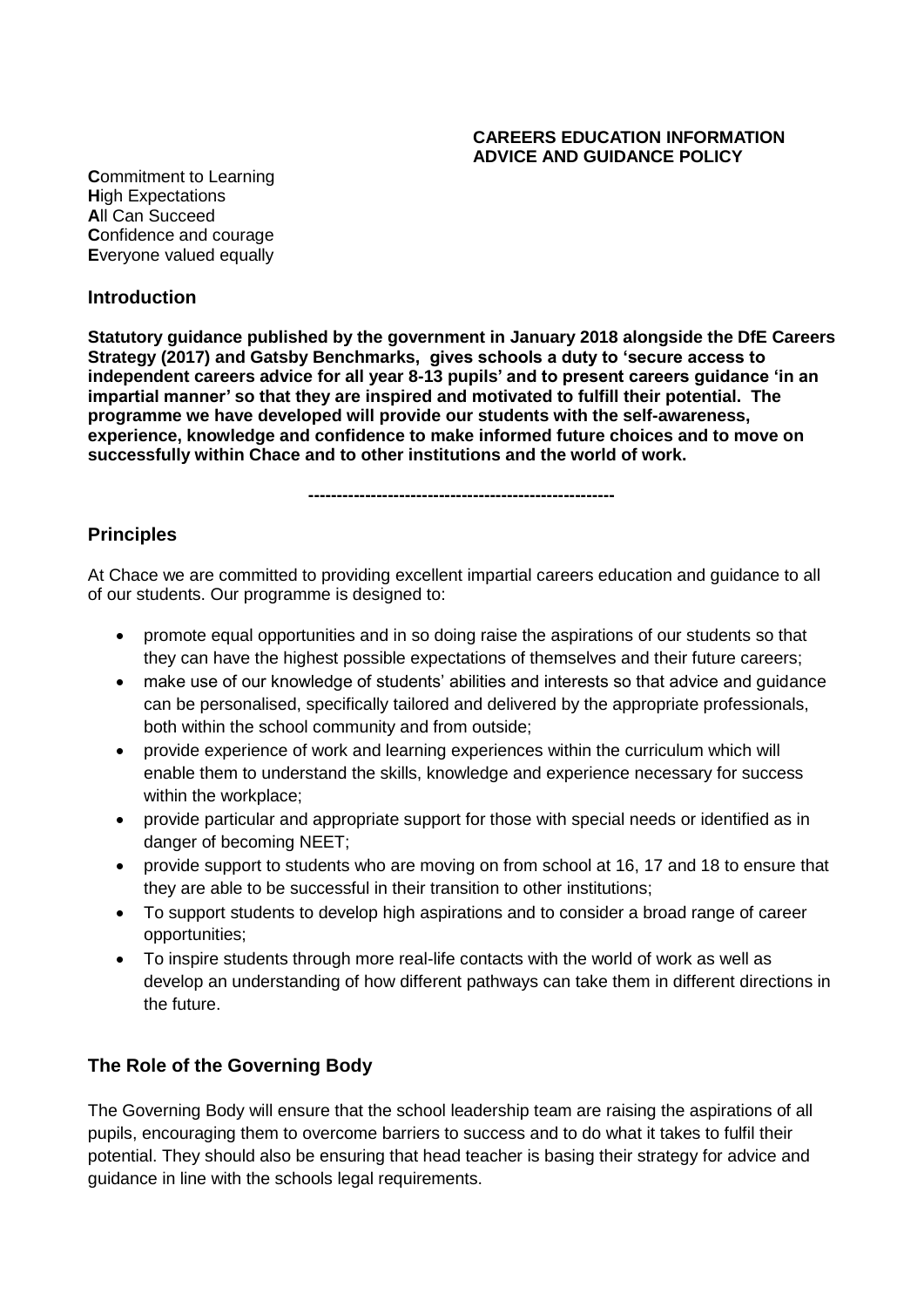**CAREERS EDUCATION INFORMATION ADVICE AND GUIDANCE POLICY**

**C**ommitment to Learning
**H**igh Expectations
**A**ll Can Succeed
**C**onfidence and courage
**E**veryone valued equally

## Introduction

**Statutory guidance published by the government in January 2018 alongside the DfE Careers Strategy (2017) and Gatsby Benchmarks, gives schools a duty to 'secure access to independent careers advice for all year 8-13 pupils' and to present careers guidance 'in an impartial manner' so that they are inspired and motivated to fulfill their potential. The programme we have developed will provide our students with the self-awareness, experience, knowledge and confidence to make informed future choices and to move on successfully within Chace and to other institutions and the world of work.**

**-----------------------------------------------------**

## Principles

At Chace we are committed to providing excellent impartial careers education and guidance to all of our students. Our programme is designed to:

- promote equal opportunities and in so doing raise the aspirations of our students so that they can have the highest possible expectations of themselves and their future careers;
- make use of our knowledge of students' abilities and interests so that advice and guidance can be personalised, specifically tailored and delivered by the appropriate professionals, both within the school community and from outside;
- provide experience of work and learning experiences within the curriculum which will enable them to understand the skills, knowledge and experience necessary for success within the workplace;
- provide particular and appropriate support for those with special needs or identified as in danger of becoming NEET;
- provide support to students who are moving on from school at 16, 17 and 18 to ensure that they are able to be successful in their transition to other institutions;
- To support students to develop high aspirations and to consider a broad range of career opportunities;
- To inspire students through more real-life contacts with the world of work as well as develop an understanding of how different pathways can take them in different directions in the future.

## The Role of the Governing Body

The Governing Body will ensure that the school leadership team are raising the aspirations of all pupils, encouraging them to overcome barriers to success and to do what it takes to fulfil their potential. They should also be ensuring that head teacher is basing their strategy for advice and guidance in line with the schools legal requirements.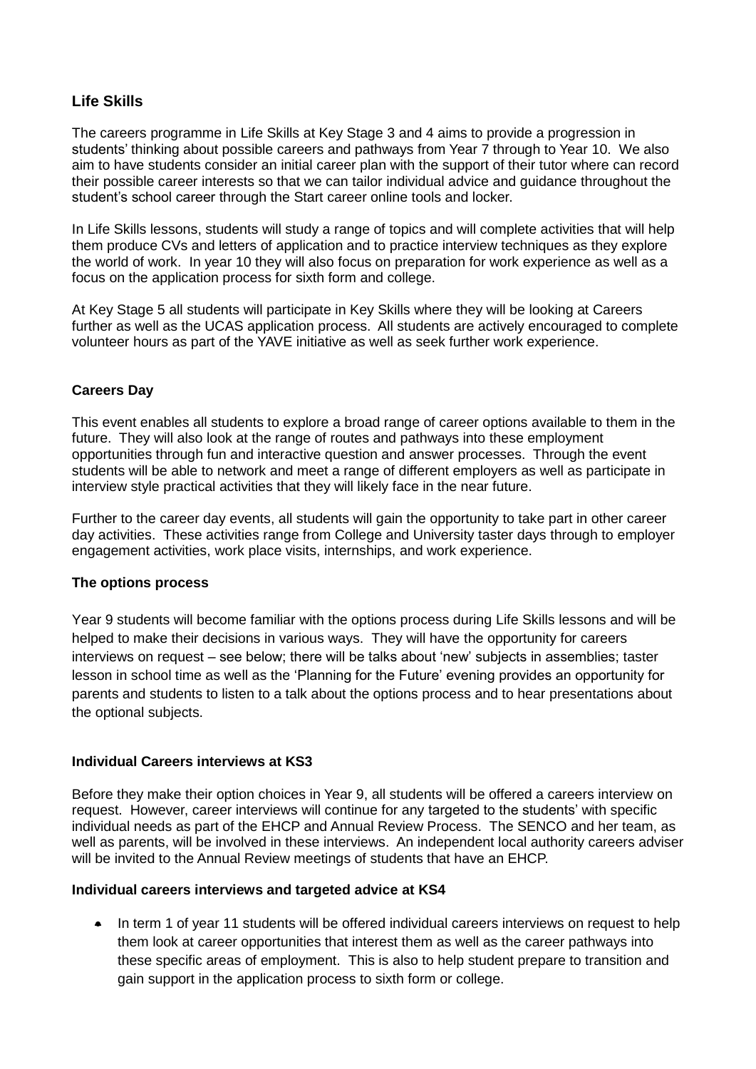## Life Skills

The careers programme in Life Skills at Key Stage 3 and 4 aims to provide a progression in students' thinking about possible careers and pathways from Year 7 through to Year 10. We also aim to have students consider an initial career plan with the support of their tutor where can record their possible career interests so that we can tailor individual advice and guidance throughout the student's school career through the Start career online tools and locker.

In Life Skills lessons, students will study a range of topics and will complete activities that will help them produce CVs and letters of application and to practice interview techniques as they explore the world of work. In year 10 they will also focus on preparation for work experience as well as a focus on the application process for sixth form and college.

At Key Stage 5 all students will participate in Key Skills where they will be looking at Careers further as well as the UCAS application process. All students are actively encouraged to complete volunteer hours as part of the YAVE initiative as well as seek further work experience.

### Careers Day

This event enables all students to explore a broad range of career options available to them in the future. They will also look at the range of routes and pathways into these employment opportunities through fun and interactive question and answer processes. Through the event students will be able to network and meet a range of different employers as well as participate in interview style practical activities that they will likely face in the near future.

Further to the career day events, all students will gain the opportunity to take part in other career day activities. These activities range from College and University taster days through to employer engagement activities, work place visits, internships, and work experience.

### The options process

Year 9 students will become familiar with the options process during Life Skills lessons and will be helped to make their decisions in various ways. They will have the opportunity for careers interviews on request – see below; there will be talks about 'new' subjects in assemblies; taster lesson in school time as well as the 'Planning for the Future' evening provides an opportunity for parents and students to listen to a talk about the options process and to hear presentations about the optional subjects.

### Individual Careers interviews at KS3

Before they make their option choices in Year 9, all students will be offered a careers interview on request. However, career interviews will continue for any targeted to the students' with specific individual needs as part of the EHCP and Annual Review Process. The SENCO and her team, as well as parents, will be involved in these interviews. An independent local authority careers adviser will be invited to the Annual Review meetings of students that have an EHCP.

### Individual careers interviews and targeted advice at KS4

- In term 1 of year 11 students will be offered individual careers interviews on request to help them look at career opportunities that interest them as well as the career pathways into these specific areas of employment. This is also to help student prepare to transition and gain support in the application process to sixth form or college.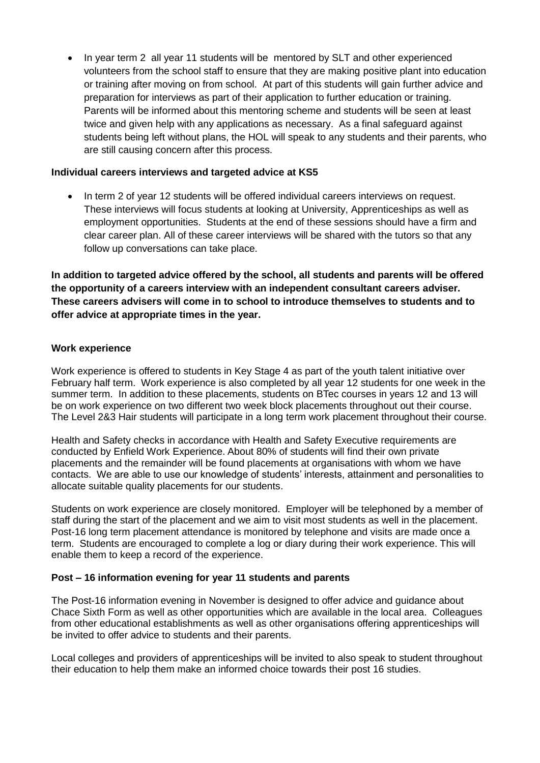- In year term 2 all year 11 students will be mentored by SLT and other experienced volunteers from the school staff to ensure that they are making positive plant into education or training after moving on from school. At part of this students will gain further advice and preparation for interviews as part of their application to further education or training. Parents will be informed about this mentoring scheme and students will be seen at least twice and given help with any applications as necessary. As a final safeguard against students being left without plans, the HOL will speak to any students and their parents, who are still causing concern after this process.

**Individual careers interviews and targeted advice at KS5**

- In term 2 of year 12 students will be offered individual careers interviews on request. These interviews will focus students at looking at University, Apprenticeships as well as employment opportunities. Students at the end of these sessions should have a firm and clear career plan. All of these career interviews will be shared with the tutors so that any follow up conversations can take place.

**In addition to targeted advice offered by the school, all students and parents will be offered the opportunity of a careers interview with an independent consultant careers adviser. These careers advisers will come in to school to introduce themselves to students and to offer advice at appropriate times in the year.**

**Work experience**

Work experience is offered to students in Key Stage 4 as part of the youth talent initiative over February half term. Work experience is also completed by all year 12 students for one week in the summer term. In addition to these placements, students on BTec courses in years 12 and 13 will be on work experience on two different two week block placements throughout out their course. The Level 2&3 Hair students will participate in a long term work placement throughout their course.

Health and Safety checks in accordance with Health and Safety Executive requirements are conducted by Enfield Work Experience. About 80% of students will find their own private placements and the remainder will be found placements at organisations with whom we have contacts. We are able to use our knowledge of students' interests, attainment and personalities to allocate suitable quality placements for our students.

Students on work experience are closely monitored. Employer will be telephoned by a member of staff during the start of the placement and we aim to visit most students as well in the placement. Post-16 long term placement attendance is monitored by telephone and visits are made once a term. Students are encouraged to complete a log or diary during their work experience. This will enable them to keep a record of the experience.

**Post – 16 information evening for year 11 students and parents**

The Post-16 information evening in November is designed to offer advice and guidance about Chace Sixth Form as well as other opportunities which are available in the local area. Colleagues from other educational establishments as well as other organisations offering apprenticeships will be invited to offer advice to students and their parents.

Local colleges and providers of apprenticeships will be invited to also speak to student throughout their education to help them make an informed choice towards their post 16 studies.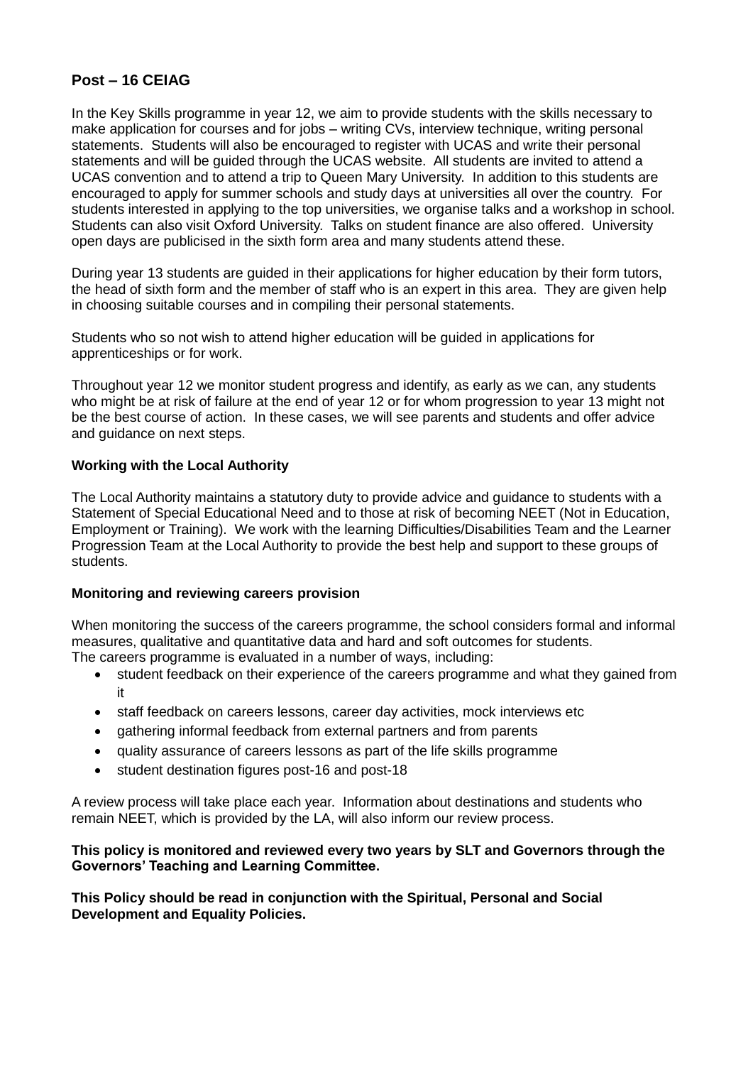## Post – 16 CEIAG

In the Key Skills programme in year 12, we aim to provide students with the skills necessary to make application for courses and for jobs – writing CVs, interview technique, writing personal statements. Students will also be encouraged to register with UCAS and write their personal statements and will be guided through the UCAS website. All students are invited to attend a UCAS convention and to attend a trip to Queen Mary University. In addition to this students are encouraged to apply for summer schools and study days at universities all over the country. For students interested in applying to the top universities, we organise talks and a workshop in school. Students can also visit Oxford University. Talks on student finance are also offered. University open days are publicised in the sixth form area and many students attend these.

During year 13 students are guided in their applications for higher education by their form tutors, the head of sixth form and the member of staff who is an expert in this area. They are given help in choosing suitable courses and in compiling their personal statements.

Students who so not wish to attend higher education will be guided in applications for apprenticeships or for work.

Throughout year 12 we monitor student progress and identify, as early as we can, any students who might be at risk of failure at the end of year 12 or for whom progression to year 13 might not be the best course of action. In these cases, we will see parents and students and offer advice and guidance on next steps.

### Working with the Local Authority

The Local Authority maintains a statutory duty to provide advice and guidance to students with a Statement of Special Educational Need and to those at risk of becoming NEET (Not in Education, Employment or Training). We work with the learning Difficulties/Disabilities Team and the Learner Progression Team at the Local Authority to provide the best help and support to these groups of students.

### Monitoring and reviewing careers provision

When monitoring the success of the careers programme, the school considers formal and informal measures, qualitative and quantitative data and hard and soft outcomes for students.
The careers programme is evaluated in a number of ways, including:

- student feedback on their experience of the careers programme and what they gained from it
- staff feedback on careers lessons, career day activities, mock interviews etc
- gathering informal feedback from external partners and from parents
- quality assurance of careers lessons as part of the life skills programme
- student destination figures post-16 and post-18

A review process will take place each year. Information about destinations and students who remain NEET, which is provided by the LA, will also inform our review process.

**This policy is monitored and reviewed every two years by SLT and Governors through the Governors' Teaching and Learning Committee.**

**This Policy should be read in conjunction with the Spiritual, Personal and Social Development and Equality Policies.**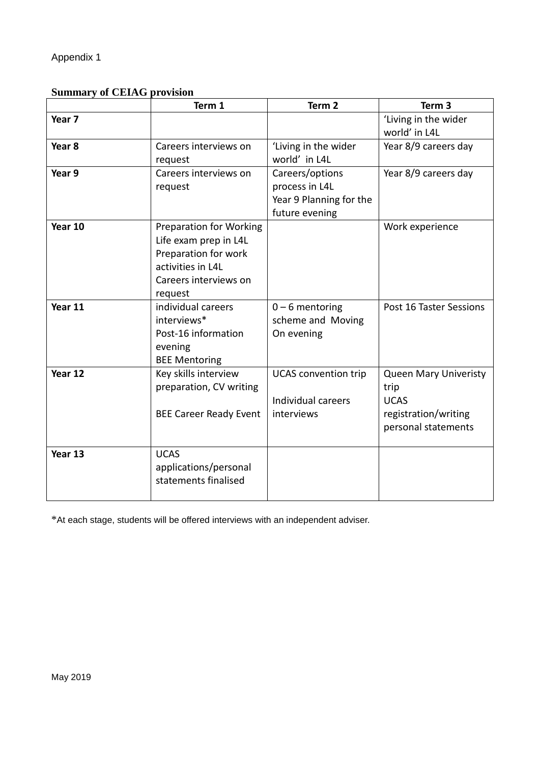Appendix 1

**Summary of CEIAG provision**

| | Term 1 | Term 2 | Term 3 |
|---|---|---|---|
| **Year 7** | | | 'Living in the wider world' in L4L |
| **Year 8** | Careers interviews on request | 'Living in the wider world' in L4L | Year 8/9 careers day |
| **Year 9** | Careers interviews on request | Careers/options process in L4L<br>Year 9 Planning for the future evening | Year 8/9 careers day |
| **Year 10** | Preparation for Working Life exam prep in L4L<br>Preparation for work activities in L4L<br>Careers interviews on request | | Work experience |
| **Year 11** | individual careers interviews*<br>Post-16 information evening<br>BEE Mentoring | 0 – 6 mentoring scheme and Moving On evening | Post 16 Taster Sessions |
| **Year 12** | Key skills interview preparation, CV writing<br><br>BEE Career Ready Event | UCAS convention trip<br><br>Individual careers interviews | Queen Mary Univeristy trip<br>UCAS registration/writing personal statements |
| **Year 13** | UCAS applications/personal statements finalised | | |

*At each stage, students will be offered interviews with an independent adviser.

May 2019